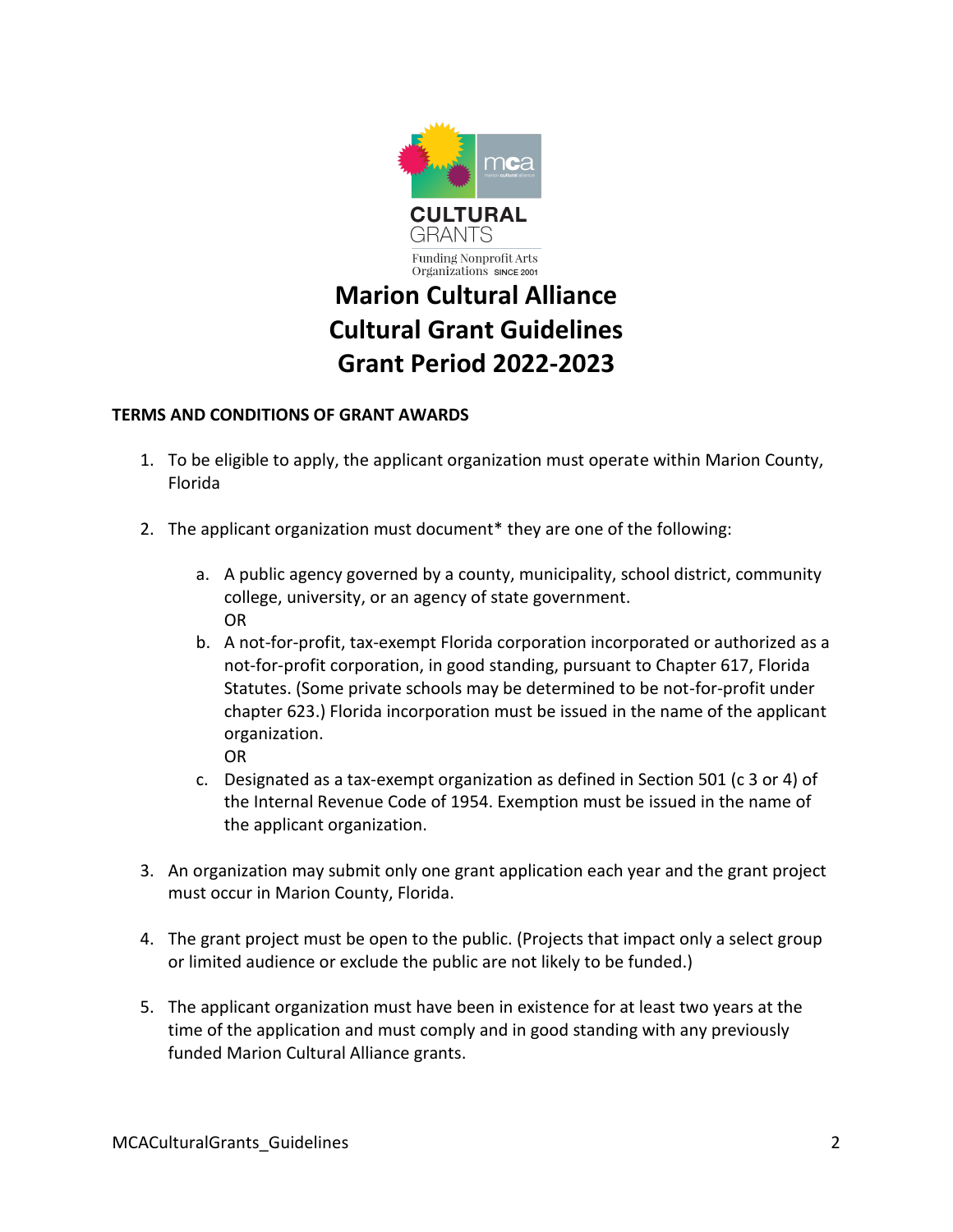# Marion Cultural Alliance
# Cultural Grant Guidelines
# Grant Period 2022-2023

**TERMS AND CONDITIONS OF GRANT AWARDS**

1. To be eligible to apply, the applicant organization must operate within Marion County, Florida

2. The applicant organization must document* they are one of the following:

   a. A public agency governed by a county, municipality, school district, community college, university, or an agency of state government.
      OR
   b. A not-for-profit, tax-exempt Florida corporation incorporated or authorized as a not-for-profit corporation, in good standing, pursuant to Chapter 617, Florida Statutes. (Some private schools may be determined to be not-for-profit under chapter 623.) Florida incorporation must be issued in the name of the applicant organization.
      OR
   c. Designated as a tax-exempt organization as defined in Section 501 (c 3 or 4) of the Internal Revenue Code of 1954. Exemption must be issued in the name of the applicant organization.

3. An organization may submit only one grant application each year and the grant project must occur in Marion County, Florida.

4. The grant project must be open to the public. (Projects that impact only a select group or limited audience or exclude the public are not likely to be funded.)

5. The applicant organization must have been in existence for at least two years at the time of the application and must comply and in good standing with any previously funded Marion Cultural Alliance grants.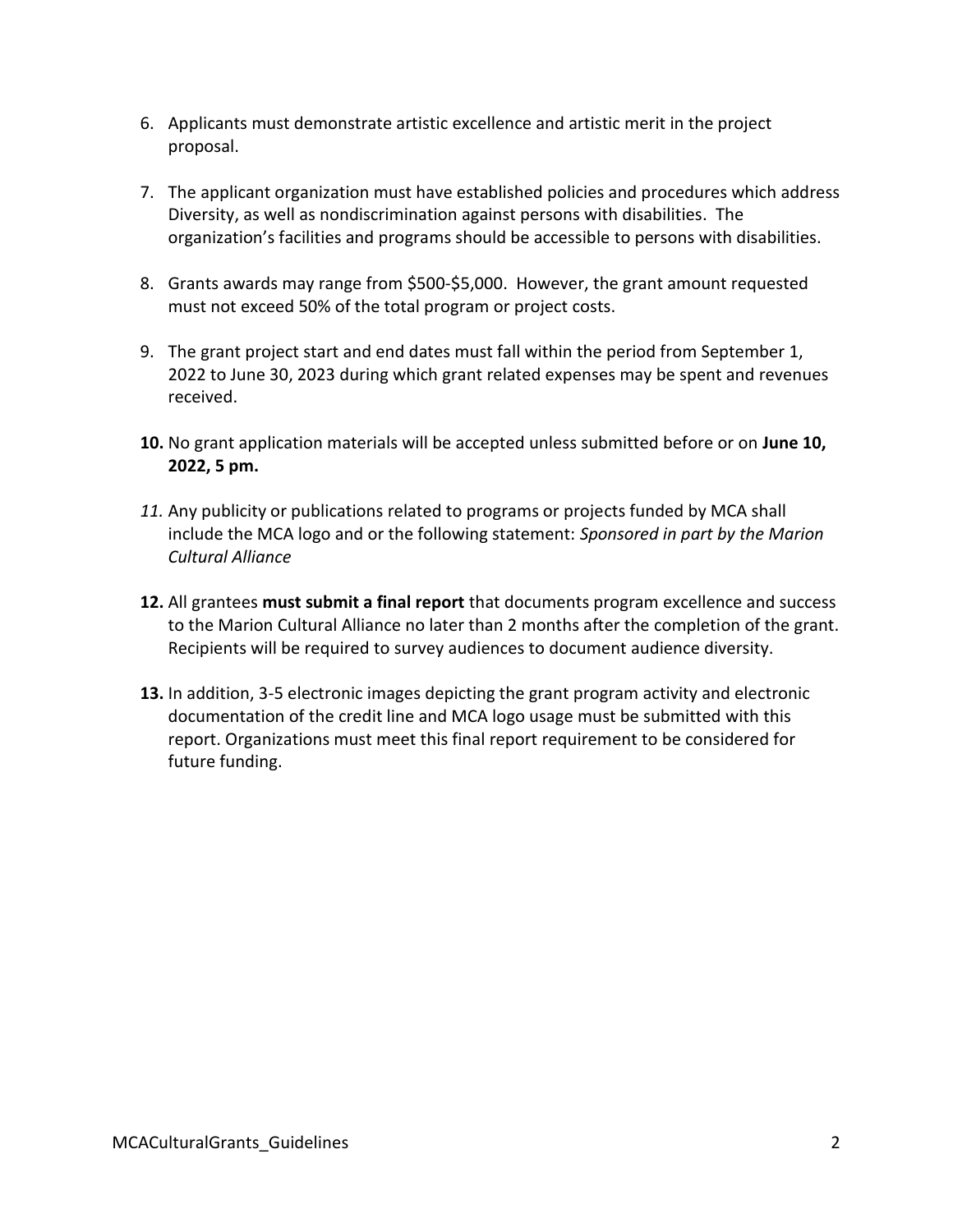6. Applicants must demonstrate artistic excellence and artistic merit in the project proposal.

7. The applicant organization must have established policies and procedures which address Diversity, as well as nondiscrimination against persons with disabilities. The organization's facilities and programs should be accessible to persons with disabilities.

8. Grants awards may range from $500-$5,000. However, the grant amount requested must not exceed 50% of the total program or project costs.

9. The grant project start and end dates must fall within the period from September 1, 2022 to June 30, 2023 during which grant related expenses may be spent and revenues received.

**10.** No grant application materials will be accepted unless submitted before or on **June 10, 2022, 5 pm.**

*11.* Any publicity or publications related to programs or projects funded by MCA shall include the MCA logo and or the following statement: *Sponsored in part by the Marion Cultural Alliance*

**12.** All grantees **must submit a final report** that documents program excellence and success to the Marion Cultural Alliance no later than 2 months after the completion of the grant. Recipients will be required to survey audiences to document audience diversity.

**13.** In addition, 3-5 electronic images depicting the grant program activity and electronic documentation of the credit line and MCA logo usage must be submitted with this report. Organizations must meet this final report requirement to be considered for future funding.